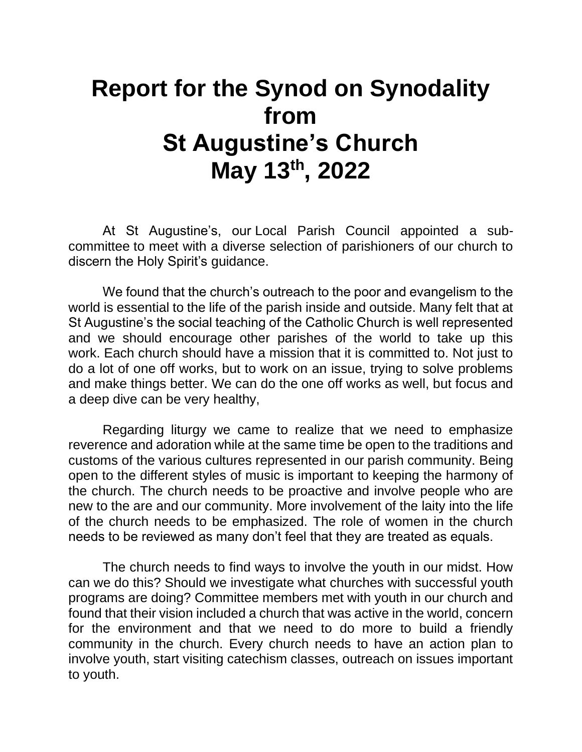# Report for the Synod on Synodality from St Augustine's Church May 13th, 2022

At St Augustine's, our Local Parish Council appointed a sub-committee to meet with a diverse selection of parishioners of our church to discern the Holy Spirit's guidance.

We found that the church's outreach to the poor and evangelism to the world is essential to the life of the parish inside and outside. Many felt that at St Augustine's the social teaching of the Catholic Church is well represented and we should encourage other parishes of the world to take up this work. Each church should have a mission that it is committed to. Not just to do a lot of one off works, but to work on an issue, trying to solve problems and make things better. We can do the one off works as well, but focus and a deep dive can be very healthy,

Regarding liturgy we came to realize that we need to emphasize reverence and adoration while at the same time be open to the traditions and customs of the various cultures represented in our parish community. Being open to the different styles of music is important to keeping the harmony of the church. The church needs to be proactive and involve people who are new to the are and our community. More involvement of the laity into the life of the church needs to be emphasized. The role of women in the church needs to be reviewed as many don't feel that they are treated as equals.

The church needs to find ways to involve the youth in our midst. How can we do this? Should we investigate what churches with successful youth programs are doing? Committee members met with youth in our church and found that their vision included a church that was active in the world, concern for the environment and that we need to do more to build a friendly community in the church. Every church needs to have an action plan to involve youth, start visiting catechism classes, outreach on issues important to youth.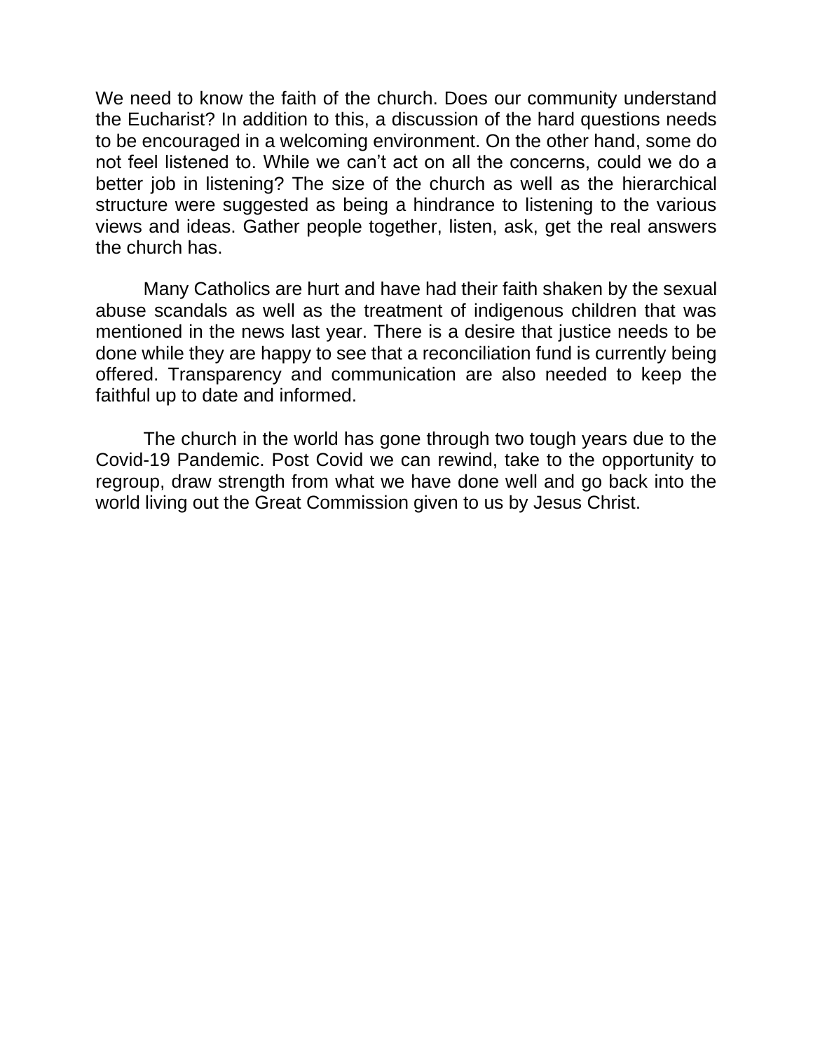We need to know the faith of the church. Does our community understand the Eucharist? In addition to this, a discussion of the hard questions needs to be encouraged in a welcoming environment. On the other hand, some do not feel listened to. While we can't act on all the concerns, could we do a better job in listening? The size of the church as well as the hierarchical structure were suggested as being a hindrance to listening to the various views and ideas. Gather people together, listen, ask, get the real answers the church has.

Many Catholics are hurt and have had their faith shaken by the sexual abuse scandals as well as the treatment of indigenous children that was mentioned in the news last year. There is a desire that justice needs to be done while they are happy to see that a reconciliation fund is currently being offered. Transparency and communication are also needed to keep the faithful up to date and informed.

The church in the world has gone through two tough years due to the Covid-19 Pandemic. Post Covid we can rewind, take to the opportunity to regroup, draw strength from what we have done well and go back into the world living out the Great Commission given to us by Jesus Christ.